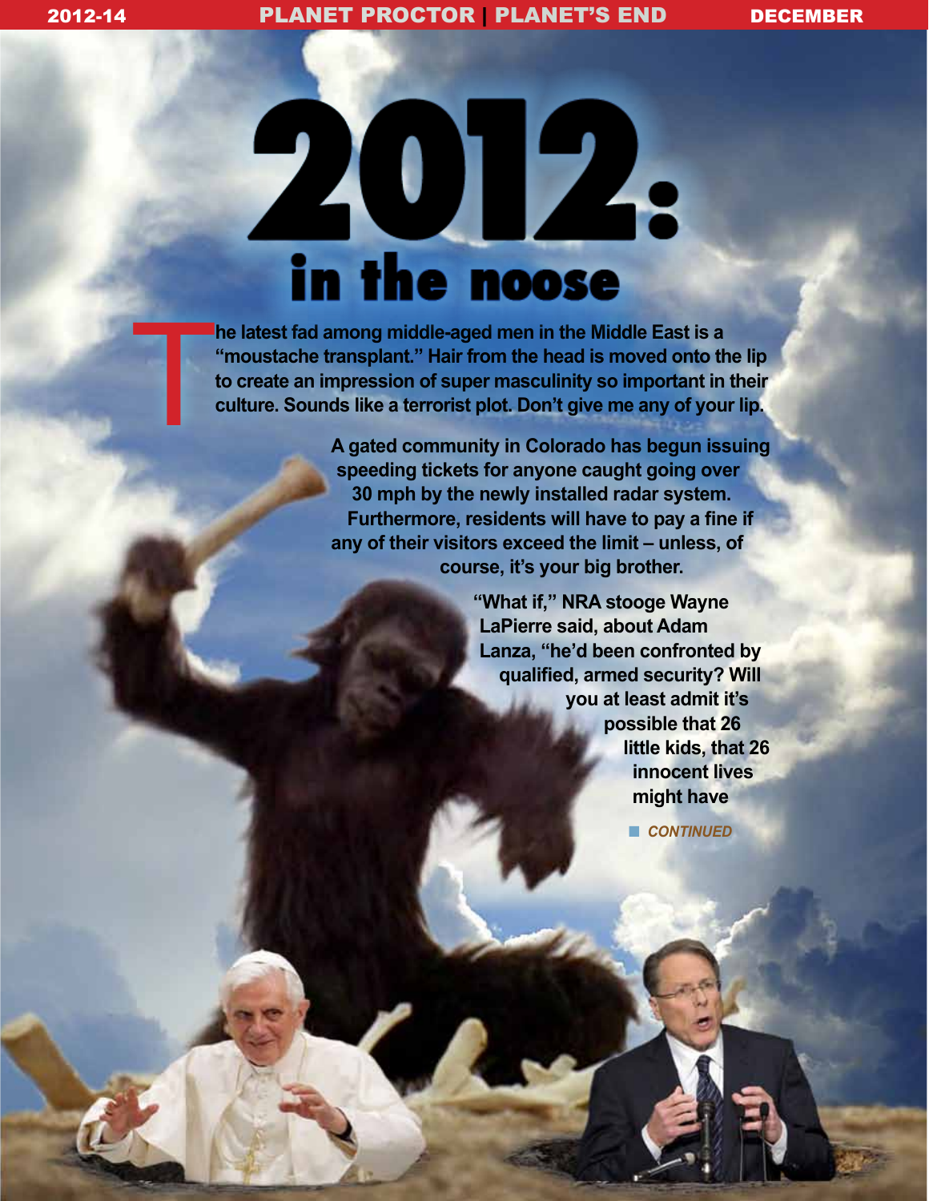# 2012: in the noose

The latest fad among middle-aged men in the Middle East is a "moustache transplant." Hair from the head is moved onto the lip to create an impression of super masculinity so important in their culture. Sounds like a terrorist plot. Don't give me any of your lip.

A gated community in Colorado has begun issuing speeding tickets for anyone caught going over 30 mph by the newly installed radar system. Furthermore, residents will have to pay a fine if any of their visitors exceed the limit – unless, of course, it's your big brother.

"What if," NRA stooge Wayne LaPierre said, about Adam Lanza, "he'd been confronted by qualified, armed security? Will you at least admit it's possible that 26 little kids, that 26 innocent lives might have

*CONTINUED*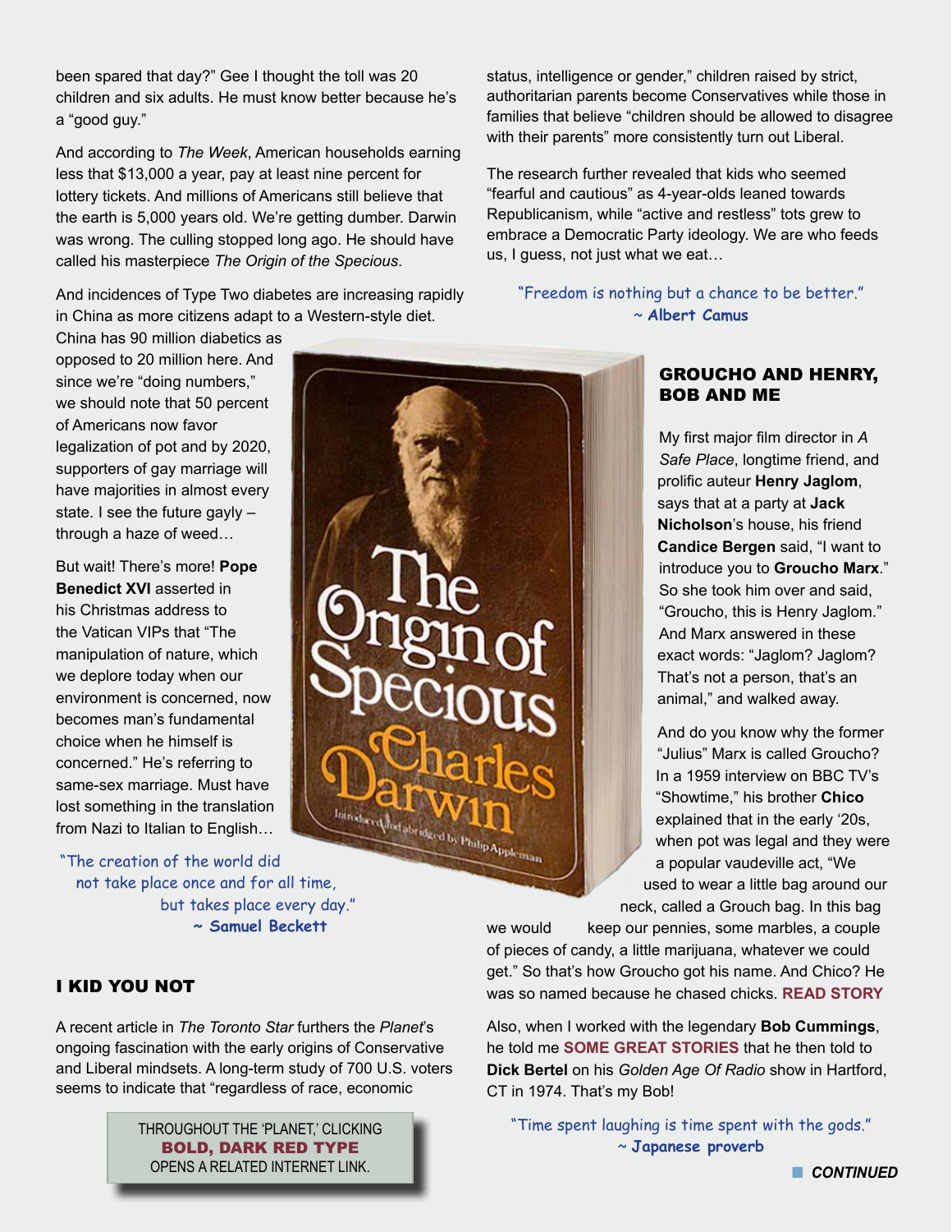been spared that day?" Gee I thought the toll was 20 children and six adults. He must know better because he's a "good guy."

And according to *The Week*, American households earning less that $13,000 a year, pay at least nine percent for lottery tickets. And millions of Americans still believe that the earth is 5,000 years old. We're getting dumber. Darwin was wrong. The culling stopped long ago. He should have called his masterpiece *The Origin of the Specious*.

And incidences of Type Two diabetes are increasing rapidly in China as more citizens adapt to a Western-style diet. China has 90 million diabetics as opposed to 20 million here. And since we're "doing numbers," we should note that 50 percent of Americans now favor legalization of pot and by 2020, supporters of gay marriage will have majorities in almost every state. I see the future gayly – through a haze of weed…

But wait! There's more! **Pope Benedict XVI** asserted in his Christmas address to the Vatican VIPs that "The manipulation of nature, which we deplore today when our environment is concerned, now becomes man's fundamental choice when he himself is concerned." He's referring to same-sex marriage. Must have lost something in the translation from Nazi to Italian to English…

"The creation of the world did not take place once and for all time, but takes place every day."
~ **Samuel Beckett**

## I KID YOU NOT

A recent article in *The Toronto Star* furthers the *Planet*'s ongoing fascination with the early origins of Conservative and Liberal mindsets. A long-term study of 700 U.S. voters seems to indicate that "regardless of race, economic status, intelligence or gender," children raised by strict, authoritarian parents become Conservatives while those in families that believe "children should be allowed to disagree with their parents" more consistently turn out Liberal.

The research further revealed that kids who seemed "fearful and cautious" as 4-year-olds leaned towards Republicanism, while "active and restless" tots grew to embrace a Democratic Party ideology. We are who feeds us, I guess, not just what we eat…

THROUGHOUT THE 'PLANET,' CLICKING **BOLD, DARK RED TYPE** OPENS A RELATED INTERNET LINK.

"Freedom is nothing but a chance to be better."
~ **Albert Camus**

## GROUCHO AND HENRY, BOB AND ME

My first major film director in *A Safe Place*, longtime friend, and prolific auteur **Henry Jaglom**, says that at a party at **Jack Nicholson**'s house, his friend **Candice Bergen** said, "I want to introduce you to **Groucho Marx**." So she took him over and said, "Groucho, this is Henry Jaglom." And Marx answered in these exact words: "Jaglom? Jaglom? That's not a person, that's an animal," and walked away.

And do you know why the former "Julius" Marx is called Groucho? In a 1959 interview on BBC TV's "Showtime," his brother **Chico** explained that in the early '20s, when pot was legal and they were a popular vaudeville act, "We used to wear a little bag around our neck, called a Grouch bag. In this bag we would keep our pennies, some marbles, a couple of pieces of candy, a little marijuana, whatever we could get." So that's how Groucho got his name. And Chico? He was so named because he chased chicks. **READ STORY**

Also, when I worked with the legendary **Bob Cummings**, he told me **SOME GREAT STORIES** that he then told to **Dick Bertel** on his *Golden Age Of Radio* show in Hartford, CT in 1974. That's my Bob!

"Time spent laughing is time spent with the gods."
~ **Japanese proverb**

***CONTINUED***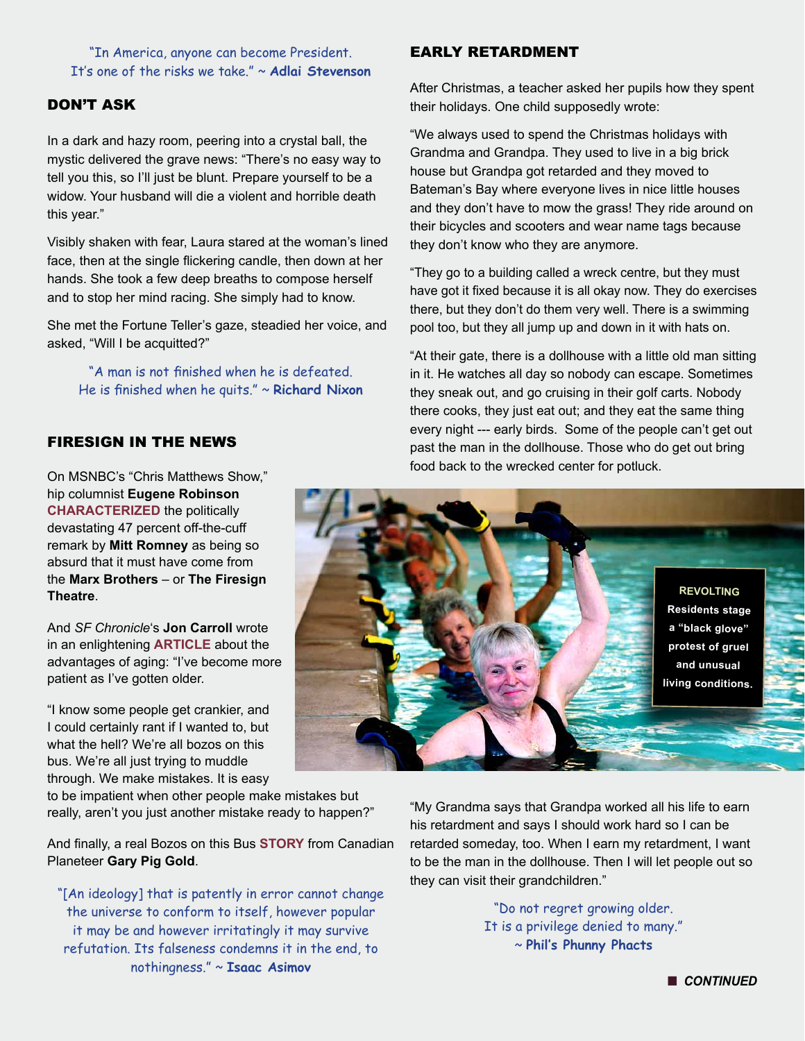"In America, anyone can become President.
It's one of the risks we take." ~ **Adlai Stevenson**

## DON'T ASK

In a dark and hazy room, peering into a crystal ball, the mystic delivered the grave news: "There's no easy way to tell you this, so I'll just be blunt. Prepare yourself to be a widow. Your husband will die a violent and horrible death this year."

Visibly shaken with fear, Laura stared at the woman's lined face, then at the single flickering candle, then down at her hands. She took a few deep breaths to compose herself and to stop her mind racing. She simply had to know.

She met the Fortune Teller's gaze, steadied her voice, and asked, "Will I be acquitted?"

"A man is not finished when he is defeated.
He is finished when he quits." ~ **Richard Nixon**

## FIRESIGN IN THE NEWS

On MSNBC's "Chris Matthews Show," hip columnist **Eugene Robinson** **CHARACTERIZED** the politically devastating 47 percent off-the-cuff remark by **Mitt Romney** as being so absurd that it must have come from the **Marx Brothers** – or **The Firesign Theatre**.

And *SF Chronicle*'s **Jon Carroll** wrote in an enlightening **ARTICLE** about the advantages of aging: "I've become more patient as I've gotten older.

"I know some people get crankier, and I could certainly rant if I wanted to, but what the hell? We're all bozos on this bus. We're all just trying to muddle through. We make mistakes. It is easy to be impatient when other people make mistakes but really, aren't you just another mistake ready to happen?"

And finally, a real Bozos on this Bus **STORY** from Canadian Planeteer **Gary Pig Gold**.

"[An ideology] that is patently in error cannot change the universe to conform to itself, however popular it may be and however irritatingly it may survive refutation. Its falseness condemns it in the end, to nothingness." ~ **Isaac Asimov**

## EARLY RETARDMENT

After Christmas, a teacher asked her pupils how they spent their holidays. One child supposedly wrote:

"We always used to spend the Christmas holidays with Grandma and Grandpa. They used to live in a big brick house but Grandpa got retarded and they moved to Bateman's Bay where everyone lives in nice little houses and they don't have to mow the grass! They ride around on their bicycles and scooters and wear name tags because they don't know who they are anymore.

"They go to a building called a wreck centre, but they must have got it fixed because it is all okay now. They do exercises there, but they don't do them very well. There is a swimming pool too, but they all jump up and down in it with hats on.

"At their gate, there is a dollhouse with a little old man sitting in it. He watches all day so nobody can escape. Sometimes they sneak out, and go cruising in their golf carts. Nobody there cooks, they just eat out; and they eat the same thing every night --- early birds. Some of the people can't get out past the man in the dollhouse. Those who do get out bring food back to the wrecked center for potluck.

**REVOLTING**
**Residents stage a "black glove" protest of gruel and unusual living conditions.**

"My Grandma says that Grandpa worked all his life to earn his retardment and says I should work hard so I can be retarded someday, too. When I earn my retardment, I want to be the man in the dollhouse. Then I will let people out so they can visit their grandchildren."

"Do not regret growing older.
It is a privilege denied to many."
~ **Phil's Phunny Phacts**

***CONTINUED***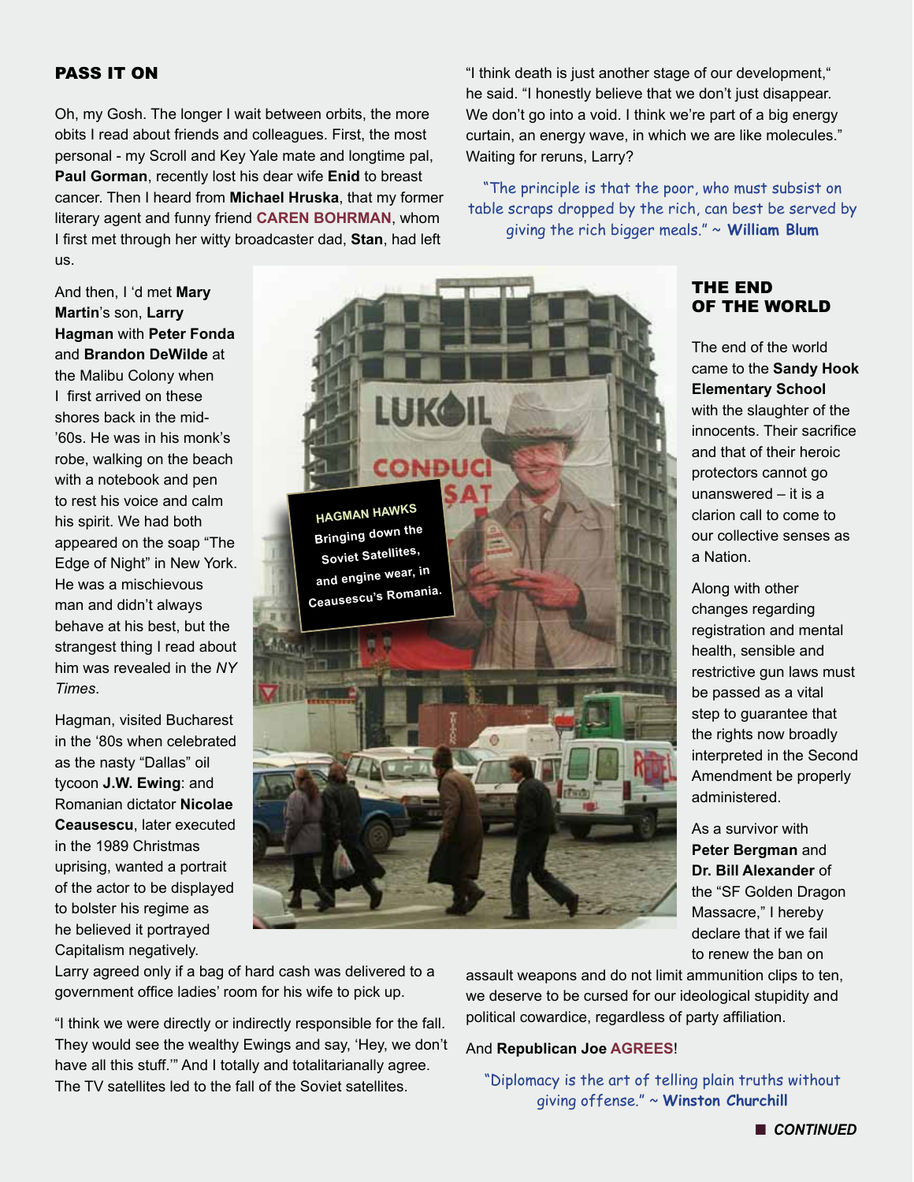## PASS IT ON

Oh, my Gosh. The longer I wait between orbits, the more obits I read about friends and colleagues. First, the most personal - my Scroll and Key Yale mate and longtime pal, **Paul Gorman**, recently lost his dear wife **Enid** to breast cancer. Then I heard from **Michael Hruska**, that my former literary agent and funny friend **CAREN BOHRMAN**, whom I first met through her witty broadcaster dad, **Stan**, had left us.

And then, I 'd met **Mary Martin**'s son, **Larry Hagman** with **Peter Fonda** and **Brandon DeWilde** at the Malibu Colony when I first arrived on these shores back in the mid-'60s. He was in his monk's robe, walking on the beach with a notebook and pen to rest his voice and calm his spirit. We had both appeared on the soap "The Edge of Night" in New York. He was a mischievous man and didn't always behave at his best, but the strangest thing I read about him was revealed in the *NY Times*.

Hagman, visited Bucharest in the '80s when celebrated as the nasty "Dallas" oil tycoon **J.W. Ewing**: and Romanian dictator **Nicolae Ceausescu**, later executed in the 1989 Christmas uprising, wanted a portrait of the actor to be displayed to bolster his regime as he believed it portrayed Capitalism negatively.

HAGMAN HAWKS Bringing down the Soviet Satellites, and engine wear, in Ceausescu's Romania.

Larry agreed only if a bag of hard cash was delivered to a government office ladies' room for his wife to pick up.

"I think we were directly or indirectly responsible for the fall. They would see the wealthy Ewings and say, 'Hey, we don't have all this stuff.'" And I totally and totalitarianally agree. The TV satellites led to the fall of the Soviet satellites.

"I think death is just another stage of our development," he said. "I honestly believe that we don't just disappear. We don't go into a void. I think we're part of a big energy curtain, an energy wave, in which we are like molecules." Waiting for reruns, Larry?

"The principle is that the poor, who must subsist on table scraps dropped by the rich, can best be served by giving the rich bigger meals." ~ **William Blum**

## THE END OF THE WORLD

The end of the world came to the **Sandy Hook Elementary School** with the slaughter of the innocents. Their sacrifice and that of their heroic protectors cannot go unanswered – it is a clarion call to come to our collective senses as a Nation.

Along with other changes regarding registration and mental health, sensible and restrictive gun laws must be passed as a vital step to guarantee that the rights now broadly interpreted in the Second Amendment be properly administered.

As a survivor with **Peter Bergman** and **Dr. Bill Alexander** of the "SF Golden Dragon Massacre," I hereby declare that if we fail to renew the ban on assault weapons and do not limit ammunition clips to ten, we deserve to be cursed for our ideological stupidity and political cowardice, regardless of party affiliation.

And **Republican Joe AGREES**!

"Diplomacy is the art of telling plain truths without giving offense." ~ **Winston Churchill**

***CONTINUED***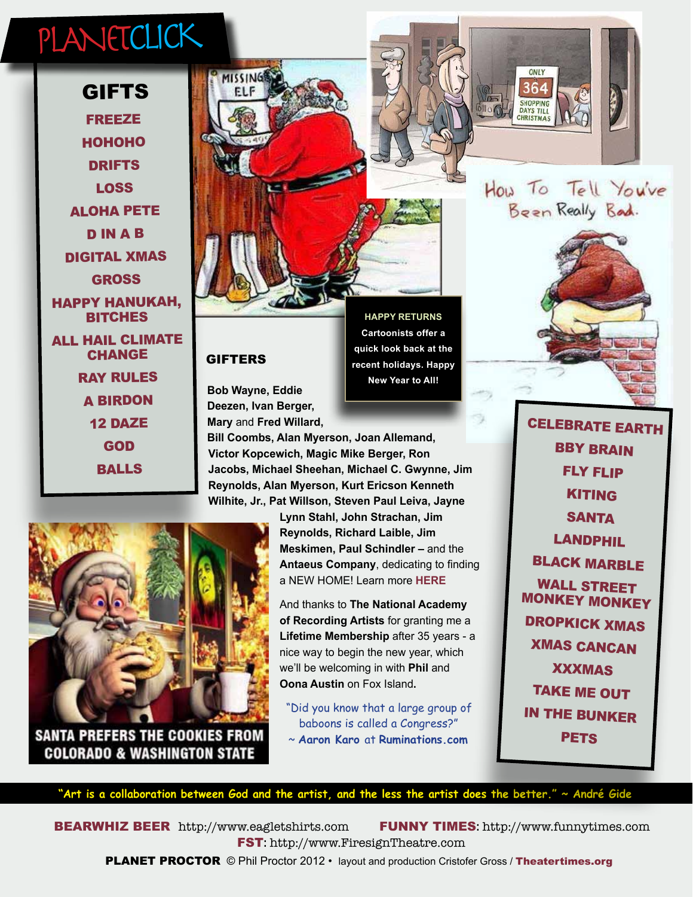# PLANETCLICK

## GIFTS

- FREEZE
- HOHOHO
- DRIFTS
- LOSS
- ALOHA PETE
- D IN A B
- DIGITAL XMAS
- GROSS
- HAPPY HANUKAH, BITCHES
- ALL HAIL CLIMATE CHANGE
- RAY RULES
- A BIRDON
- 12 DAZE
- GOD
- BALLS

**HAPPY RETURNS**
Cartoonists offer a quick look back at the recent holidays. Happy New Year to All!

## GIFTERS

**Bob Wayne, Eddie Deezen, Ivan Berger, Mary** and **Fred Willard, Bill Coombs, Alan Myerson, Joan Allemand, Victor Kopcewich, Magic Mike Berger, Ron Jacobs, Michael Sheehan, Michael C. Gwynne, Jim Reynolds, Alan Myerson, Kurt Ericson Kenneth Wilhite, Jr., Pat Willson, Steven Paul Leiva, Jayne Lynn Stahl, John Strachan, Jim Reynolds, Richard Laible, Jim Meskimen, Paul Schindler –** and the **Antaeus Company**, dedicating to finding a NEW HOME! Learn more **HERE**

And thanks to **The National Academy of Recording Artists** for granting me a **Lifetime Membership** after 35 years - a nice way to begin the new year, which we'll be welcoming in with **Phil** and **Oona Austin** on Fox Island.

"Did you know that a large group of baboons is called a Congress?"
~ **Aaron Karo** at **Ruminations.com**

SANTA PREFERS THE COOKIES FROM COLORADO & WASHINGTON STATE

- CELEBRATE EARTH
- BBY BRAIN
- FLY FLIP
- KITING
- SANTA
- LANDPHIL
- BLACK MARBLE
- WALL STREET MONKEY MONKEY
- DROPKICK XMAS
- XMAS CANCAN
- XXXMAS
- TAKE ME OUT
- IN THE BUNKER
- PETS

"Art is a collaboration between God and the artist, and the less the artist does the better." ~ André Gide

**BEARWHIZ BEER** http://www.eagletshirts.com **FUNNY TIMES**: http://www.funnytimes.com
**FST**: http://www.FiresignTheatre.com

**PLANET PROCTOR** © Phil Proctor 2012 • layout and production Cristofer Gross / **Theatertimes.org**